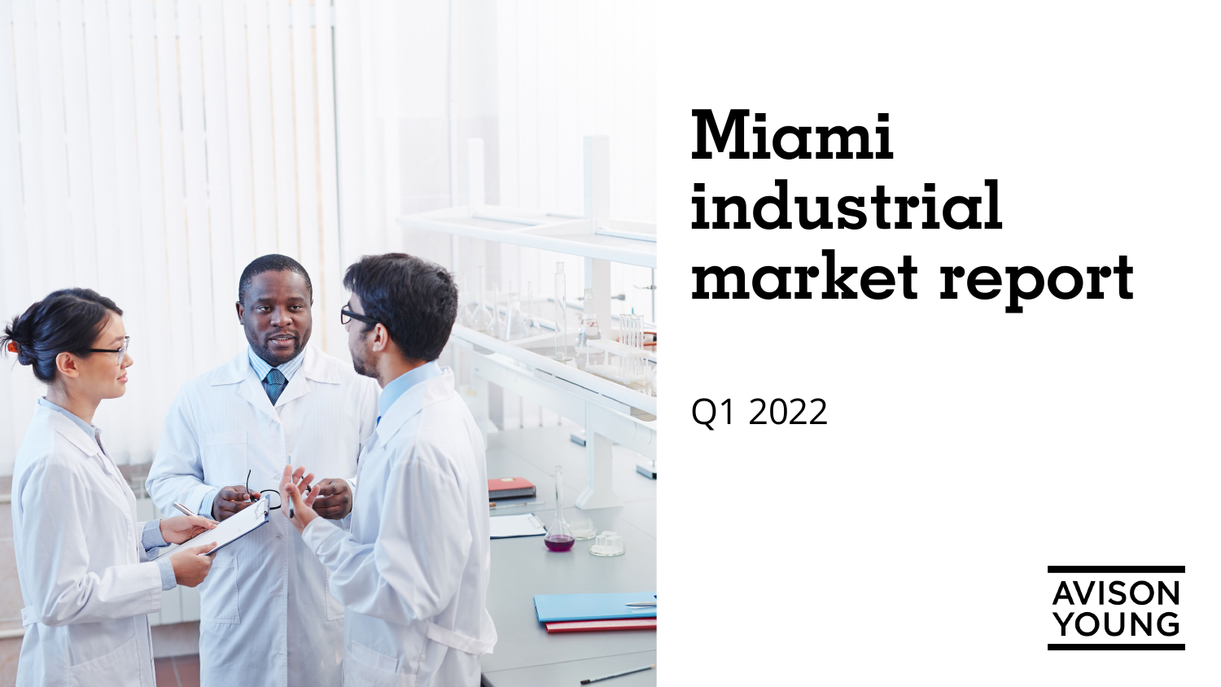# Miami industrial market report

Q1 2022

AVISON YOUNG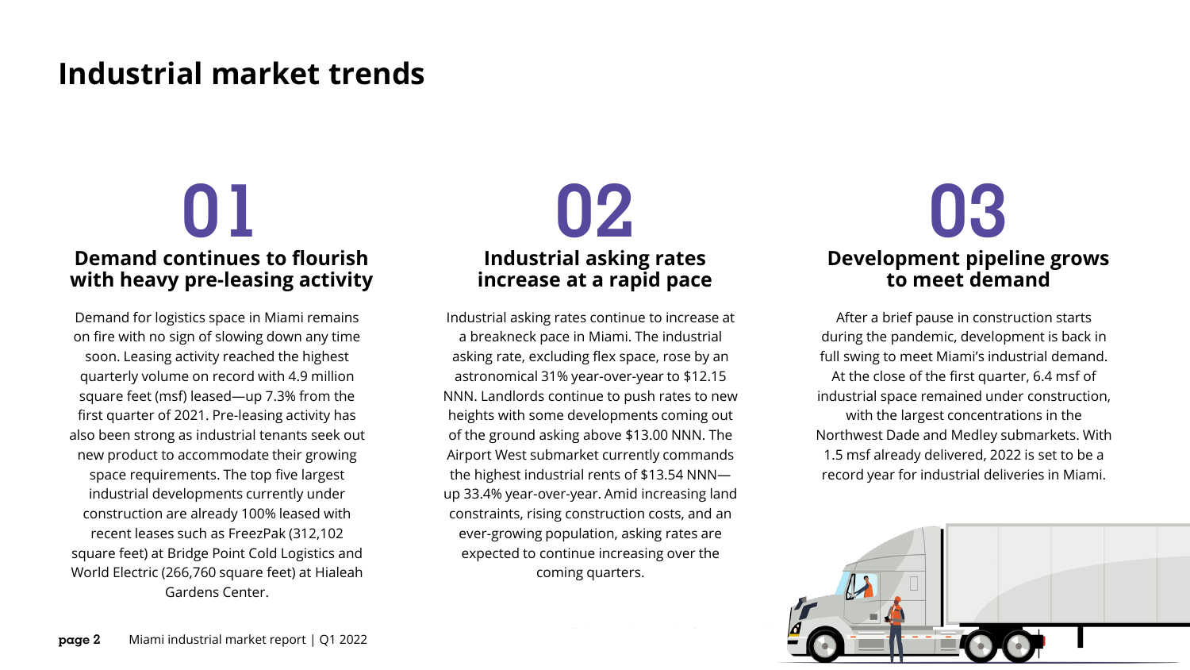# Industrial market trends

## 01

### Demand continues to flourish with heavy pre-leasing activity

Demand for logistics space in Miami remains on fire with no sign of slowing down any time soon. Leasing activity reached the highest quarterly volume on record with 4.9 million square feet (msf) leased—up 7.3% from the first quarter of 2021. Pre-leasing activity has also been strong as industrial tenants seek out new product to accommodate their growing space requirements. The top five largest industrial developments currently under construction are already 100% leased with recent leases such as FreezPak (312,102 square feet) at Bridge Point Cold Logistics and World Electric (266,760 square feet) at Hialeah Gardens Center.

## 02

### Industrial asking rates increase at a rapid pace

Industrial asking rates continue to increase at a breakneck pace in Miami. The industrial asking rate, excluding flex space, rose by an astronomical 31% year-over-year to $12.15 NNN. Landlords continue to push rates to new heights with some developments coming out of the ground asking above $13.00 NNN. The Airport West submarket currently commands the highest industrial rents of $13.54 NNN—up 33.4% year-over-year. Amid increasing land constraints, rising construction costs, and an ever-growing population, asking rates are expected to continue increasing over the coming quarters.

## 03

### Development pipeline grows to meet demand

After a brief pause in construction starts during the pandemic, development is back in full swing to meet Miami's industrial demand. At the close of the first quarter, 6.4 msf of industrial space remained under construction, with the largest concentrations in the Northwest Dade and Medley submarkets. With 1.5 msf already delivered, 2022 is set to be a record year for industrial deliveries in Miami.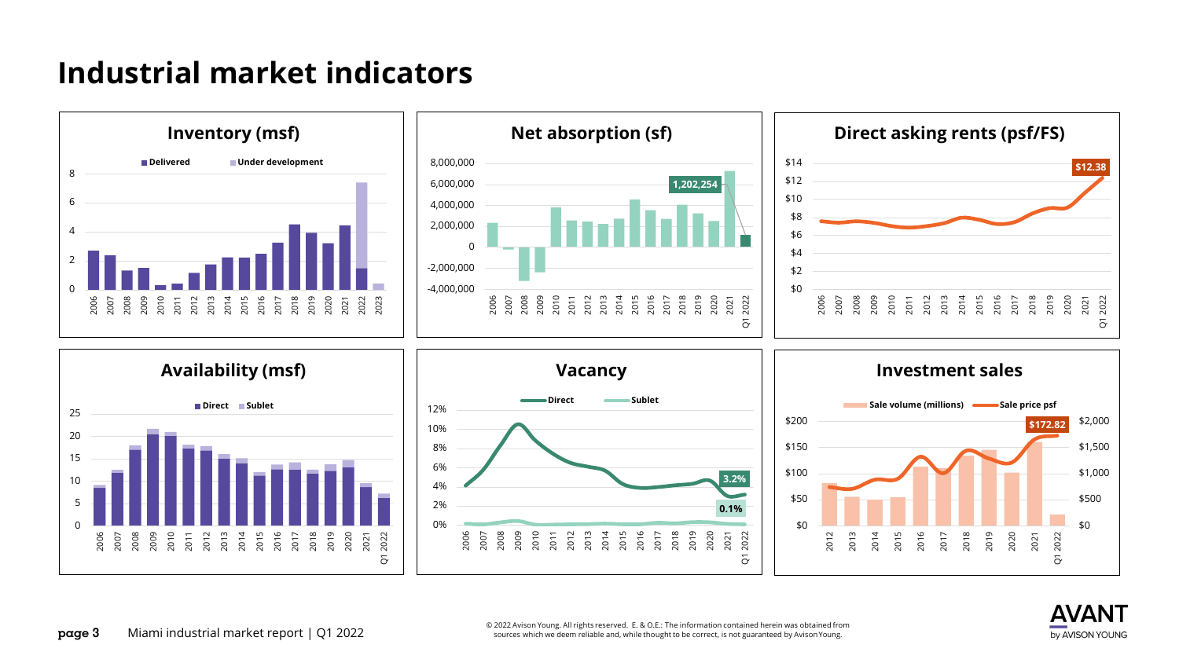# Industrial market indicators

## Inventory (msf)

Delivered | Under development

## Net absorption (sf)

1,202,254

## Direct asking rents (psf/FS)

$12.38

## Availability (msf)

Direct | Sublet

## Vacancy

Direct | Sublet

3.2%

0.1%

## Investment sales

Sale volume (millions) | Sale price psf

$172.82

© 2022 Avison Young. All rights reserved. E. & O.E.: The information contained herein was obtained from sources which we deem reliable and, while thought to be correct, is not guaranteed by Avison Young.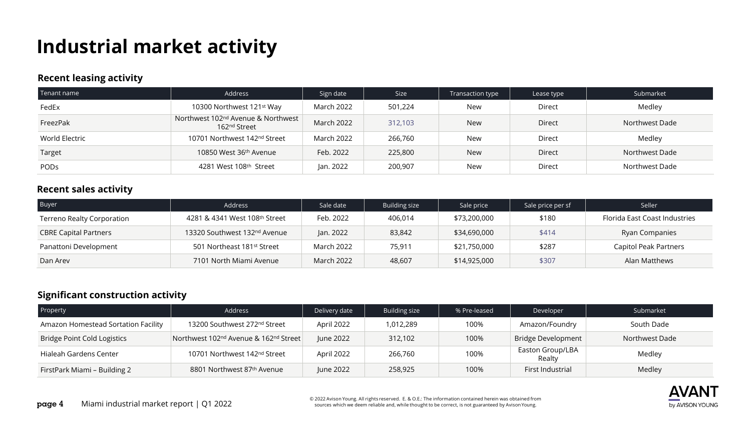# Industrial market activity

### Recent leasing activity

| Tenant name | Address | Sign date | Size | Transaction type | Lease type | Submarket |
|---|---|---|---|---|---|---|
| FedEx | 10300 Northwest 121st Way | March 2022 | 501,224 | New | Direct | Medley |
| FreezPak | Northwest 102nd Avenue & Northwest 162nd Street | March 2022 | 312,103 | New | Direct | Northwest Dade |
| World Electric | 10701 Northwest 142nd Street | March 2022 | 266,760 | New | Direct | Medley |
| Target | 10850 West 36th Avenue | Feb. 2022 | 225,800 | New | Direct | Northwest Dade |
| PODs | 4281 West 108th Street | Jan. 2022 | 200,907 | New | Direct | Northwest Dade |

### Recent sales activity

| Buyer | Address | Sale date | Building size | Sale price | Sale price per sf | Seller |
|---|---|---|---|---|---|---|
| Terreno Realty Corporation | 4281 & 4341 West 108th Street | Feb. 2022 | 406,014 | $73,200,000 | $180 | Florida East Coast Industries |
| CBRE Capital Partners | 13320 Southwest 132nd Avenue | Jan. 2022 | 83,842 | $34,690,000 | $414 | Ryan Companies |
| Panattoni Development | 501 Northeast 181st Street | March 2022 | 75,911 | $21,750,000 | $287 | Capitol Peak Partners |
| Dan Arev | 7101 North Miami Avenue | March 2022 | 48,607 | $14,925,000 | $307 | Alan Matthews |

### Significant construction activity

| Property | Address | Delivery date | Building size | % Pre-leased | Developer | Submarket |
|---|---|---|---|---|---|---|
| Amazon Homestead Sortation Facility | 13200 Southwest 272nd Street | April 2022 | 1,012,289 | 100% | Amazon/Foundry | South Dade |
| Bridge Point Cold Logistics | Northwest 102nd Avenue & 162nd Street | June 2022 | 312,102 | 100% | Bridge Development | Northwest Dade |
| Hialeah Gardens Center | 10701 Northwest 142nd Street | April 2022 | 266,760 | 100% | Easton Group/LBA Realty | Medley |
| FirstPark Miami – Building 2 | 8801 Northwest 87th Avenue | June 2022 | 258,925 | 100% | First Industrial | Medley |

© 2022 Avison Young. All rights reserved. E. & O.E.: The information contained herein was obtained from sources which we deem reliable and, while thought to be correct, is not guaranteed by Avison Young.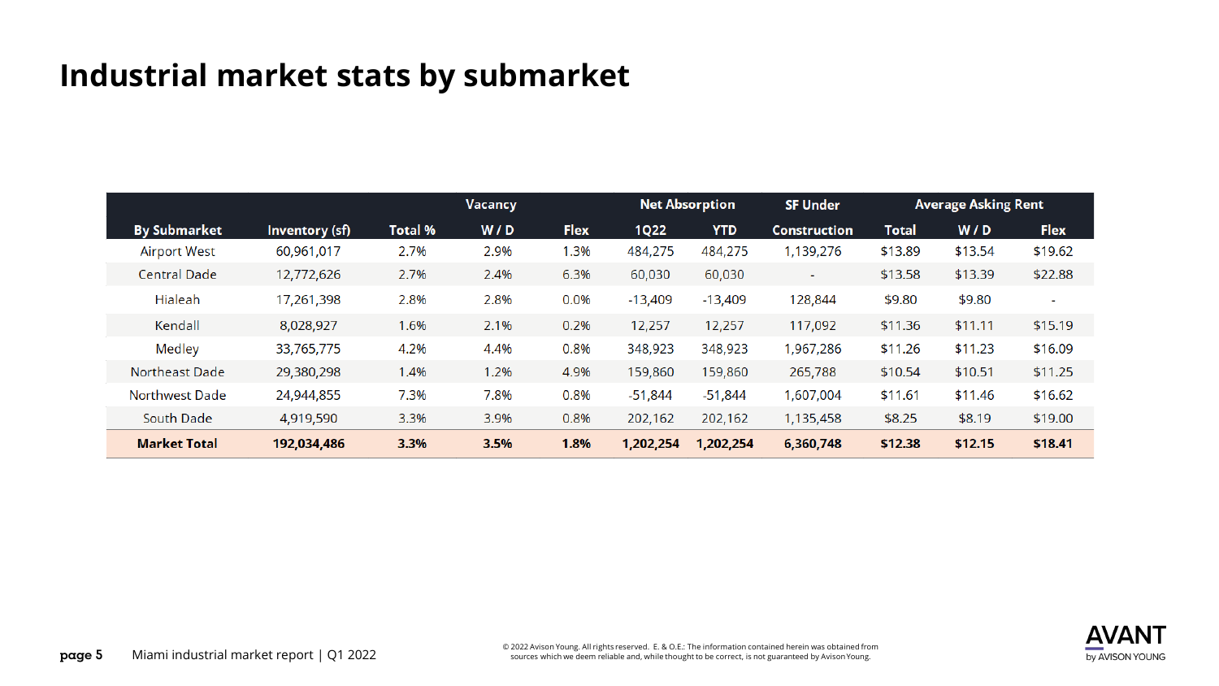# Industrial market stats by submarket

| By Submarket | Inventory (sf) | Vacancy | | | Net Absorption | | SF Under | Average Asking Rent | | |
|---|---|---|---|---|---|---|---|---|---|---|
| | | Total % | W / D | Flex | 1Q22 | YTD | Construction | Total | W / D | Flex |
| Airport West | 60,961,017 | 2.7% | 2.9% | 1.3% | 484,275 | 484,275 | 1,139,276 | $13.89 | $13.54 | $19.62 |
| Central Dade | 12,772,626 | 2.7% | 2.4% | 6.3% | 60,030 | 60,030 | - | $13.58 | $13.39 | $22.88 |
| Hialeah | 17,261,398 | 2.8% | 2.8% | 0.0% | -13,409 | -13,409 | 128,844 | $9.80 | $9.80 | - |
| Kendall | 8,028,927 | 1.6% | 2.1% | 0.2% | 12,257 | 12,257 | 117,092 | $11.36 | $11.11 | $15.19 |
| Medley | 33,765,775 | 4.2% | 4.4% | 0.8% | 348,923 | 348,923 | 1,967,286 | $11.26 | $11.23 | $16.09 |
| Northeast Dade | 29,380,298 | 1.4% | 1.2% | 4.9% | 159,860 | 159,860 | 265,788 | $10.54 | $10.51 | $11.25 |
| Northwest Dade | 24,944,855 | 7.3% | 7.8% | 0.8% | -51,844 | -51,844 | 1,607,004 | $11.61 | $11.46 | $16.62 |
| South Dade | 4,919,590 | 3.3% | 3.9% | 0.8% | 202,162 | 202,162 | 1,135,458 | $8.25 | $8.19 | $19.00 |
| **Market Total** | **192,034,486** | **3.3%** | **3.5%** | **1.8%** | **1,202,254** | **1,202,254** | **6,360,748** | **$12.38** | **$12.15** | **$18.41** |

© 2022 Avison Young. All rights reserved. E. & O.E.: The information contained herein was obtained from sources which we deem reliable and, while thought to be correct, is not guaranteed by Avison Young.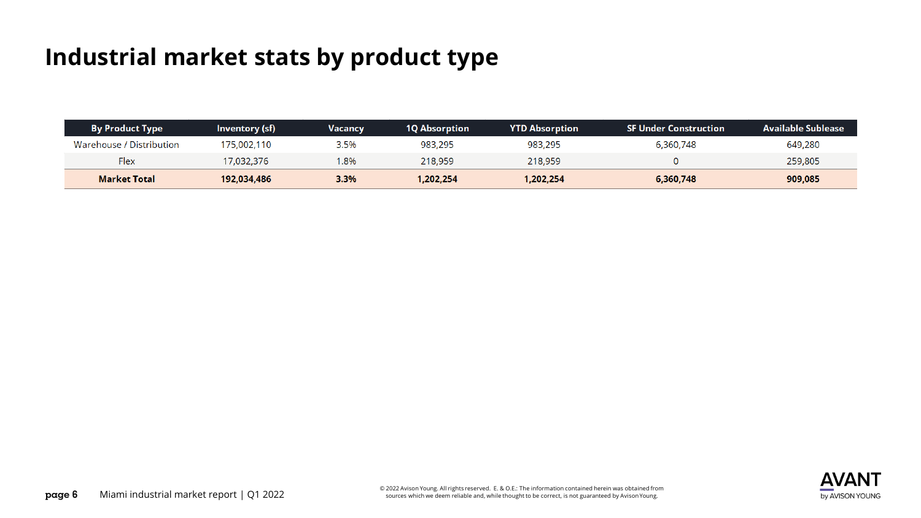# Industrial market stats by product type

| By Product Type | Inventory (sf) | Vacancy | 1Q Absorption | YTD Absorption | SF Under Construction | Available Sublease |
|---|---|---|---|---|---|---|
| Warehouse / Distribution | 175,002,110 | 3.5% | 983,295 | 983,295 | 6,360,748 | 649,280 |
| Flex | 17,032,376 | 1.8% | 218,959 | 218,959 | 0 | 259,805 |
| **Market Total** | **192,034,486** | **3.3%** | **1,202,254** | **1,202,254** | **6,360,748** | **909,085** |

© 2022 Avison Young. All rights reserved. E. & O.E.: The information contained herein was obtained from sources which we deem reliable and, while thought to be correct, is not guaranteed by Avison Young.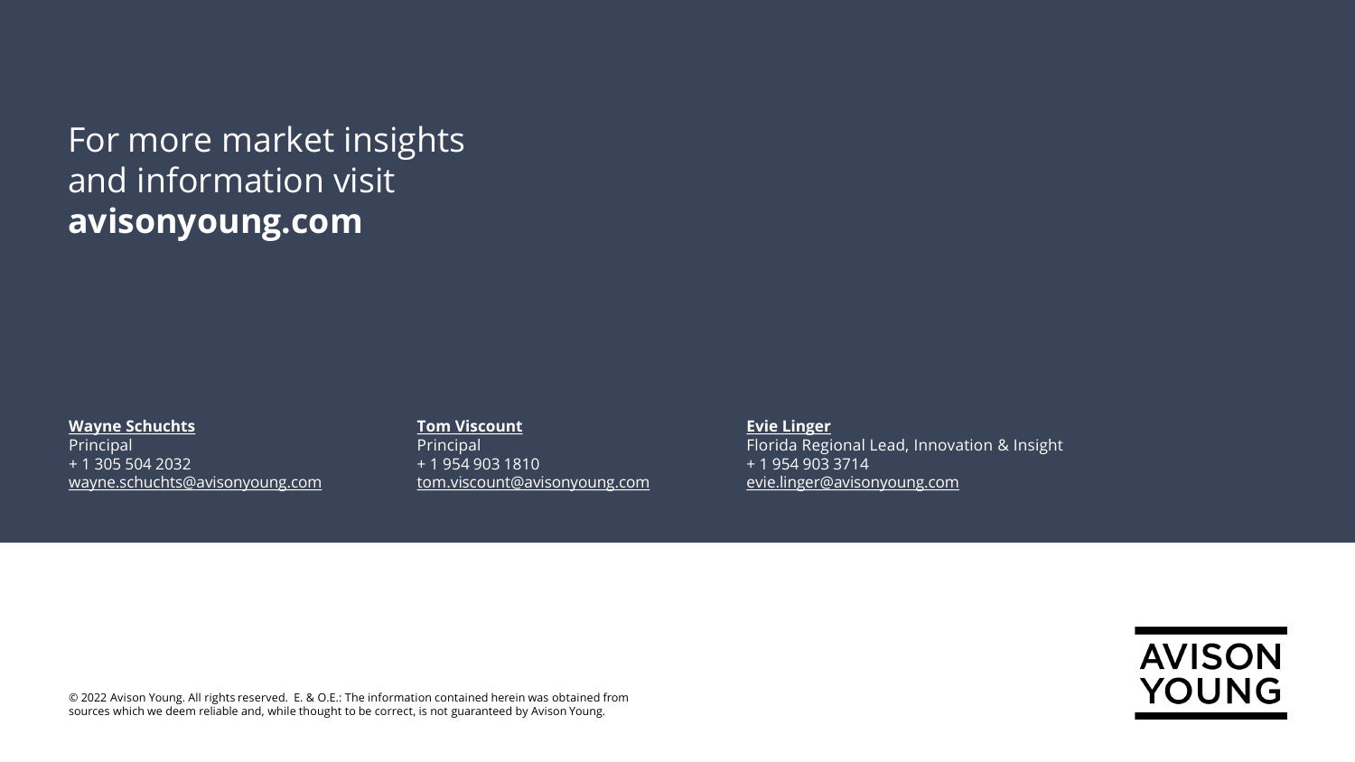For more market insights and information visit **avisonyoung.com**

**Wayne Schuchts**
Principal
+ 1 305 504 2032
wayne.schuchts@avisonyoung.com

**Tom Viscount**
Principal
+ 1 954 903 1810
tom.viscount@avisonyoung.com

**Evie Linger**
Florida Regional Lead, Innovation & Insight
+ 1 954 903 3714
evie.linger@avisonyoung.com

AVISON YOUNG

© 2022 Avison Young. All rights reserved. E. & O.E.: The information contained herein was obtained from sources which we deem reliable and, while thought to be correct, is not guaranteed by Avison Young.